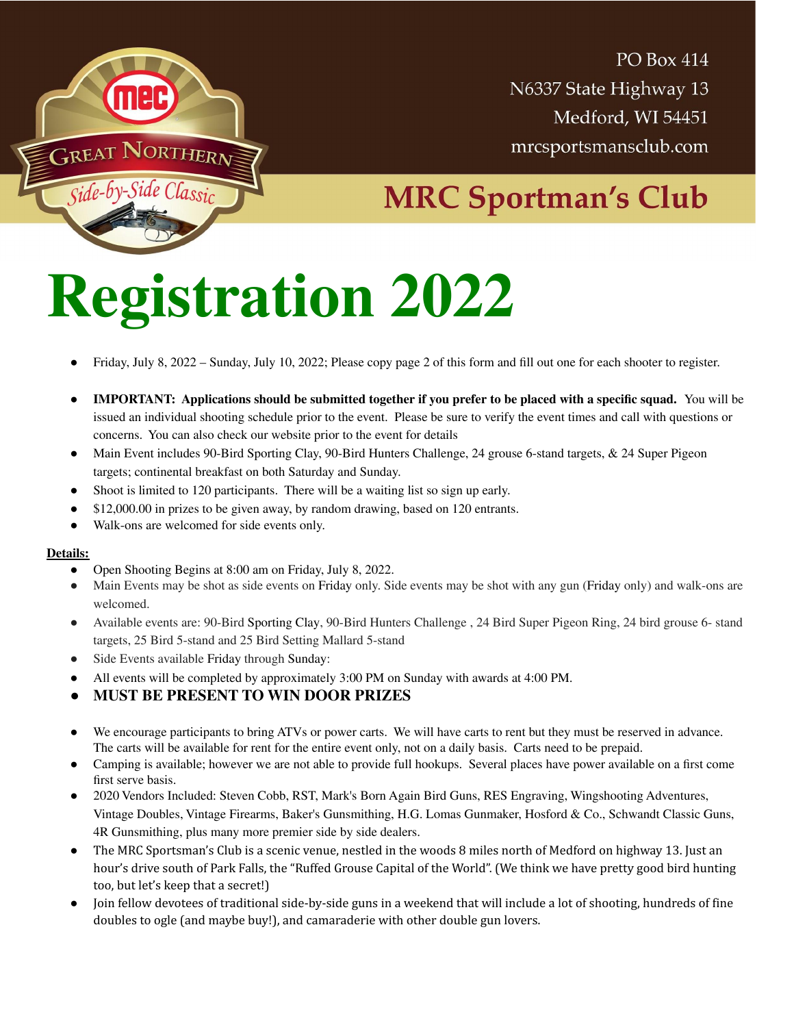Great Northern Side-by-Side Classic

PO Box 414
N6337 State Highway 13
Medford, WI 54451
mrcsportsmansclub.com

## MRC Sportman's Club

# Registration 2022

- Friday, July 8, 2022 – Sunday, July 10, 2022; Please copy page 2 of this form and fill out one for each shooter to register.
- **IMPORTANT: Applications should be submitted together if you prefer to be placed with a specific squad.** You will be issued an individual shooting schedule prior to the event. Please be sure to verify the event times and call with questions or concerns. You can also check our website prior to the event for details
- Main Event includes 90-Bird Sporting Clay, 90-Bird Hunters Challenge, 24 grouse 6-stand targets, & 24 Super Pigeon targets; continental breakfast on both Saturday and Sunday.
- Shoot is limited to 120 participants. There will be a waiting list so sign up early.
- $12,000.00 in prizes to be given away, by random drawing, based on 120 entrants.
- Walk-ons are welcomed for side events only.

**Details:**

- Open Shooting Begins at 8:00 am on Friday, July 8, 2022.
- Main Events may be shot as side events on Friday only. Side events may be shot with any gun (Friday only) and walk-ons are welcomed.
- Available events are: 90-Bird Sporting Clay, 90-Bird Hunters Challenge , 24 Bird Super Pigeon Ring, 24 bird grouse 6- stand targets, 25 Bird 5-stand and 25 Bird Setting Mallard 5-stand
- Side Events available Friday through Sunday:
- All events will be completed by approximately 3:00 PM on Sunday with awards at 4:00 PM.
- **MUST BE PRESENT TO WIN DOOR PRIZES**
- We encourage participants to bring ATVs or power carts. We will have carts to rent but they must be reserved in advance. The carts will be available for rent for the entire event only, not on a daily basis. Carts need to be prepaid.
- Camping is available; however we are not able to provide full hookups. Several places have power available on a first come first serve basis.
- 2020 Vendors Included: Steven Cobb, RST, Mark's Born Again Bird Guns, RES Engraving, Wingshooting Adventures, Vintage Doubles, Vintage Firearms, Baker's Gunsmithing, H.G. Lomas Gunmaker, Hosford & Co., Schwandt Classic Guns, 4R Gunsmithing, plus many more premier side by side dealers.
- The MRC Sportsman's Club is a scenic venue, nestled in the woods 8 miles north of Medford on highway 13. Just an hour's drive south of Park Falls, the "Ruffed Grouse Capital of the World". (We think we have pretty good bird hunting too, but let's keep that a secret!)
- Join fellow devotees of traditional side-by-side guns in a weekend that will include a lot of shooting, hundreds of fine doubles to ogle (and maybe buy!), and camaraderie with other double gun lovers.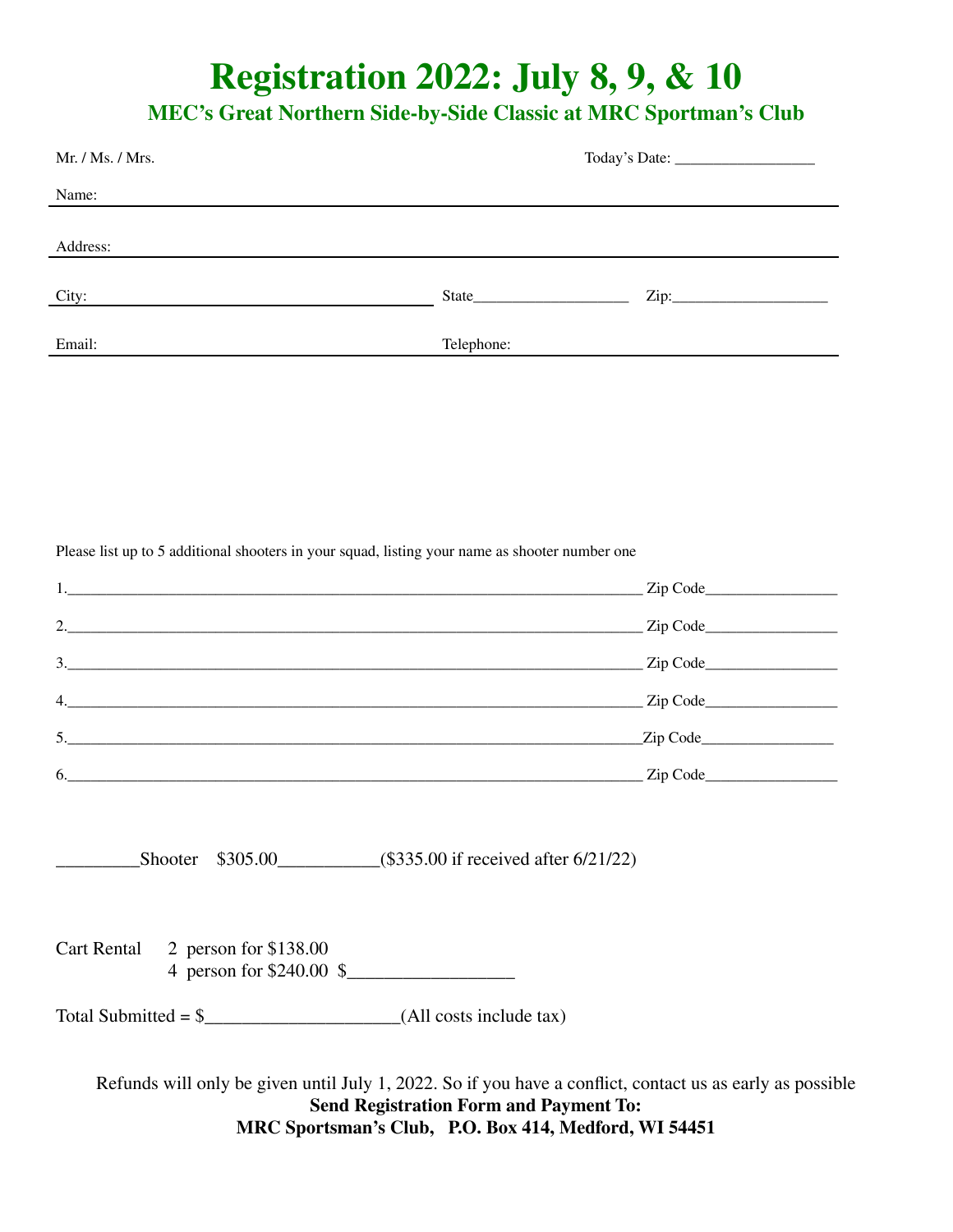# Registration 2022: July 8, 9, & 10

## MEC's Great Northern Side-by-Side Classic at MRC Sportsman's Club

Mr. / Ms. / Mrs. Today's Date: ___________________

Name: ___________________________________________________________________________

Address: _________________________________________________________________________

City: ________________________________ State____________________ Zip:____________________

Email: ________________________________ Telephone: ________________________________

Please list up to 5 additional shooters in your squad, listing your name as shooter number one

1.______________________________________________________________________________ Zip Code_________________

2.______________________________________________________________________________ Zip Code_________________

3.______________________________________________________________________________ Zip Code_________________

4.______________________________________________________________________________ Zip Code_________________

5.______________________________________________________________________________ Zip Code_________________

6.______________________________________________________________________________ Zip Code_________________

__________Shooter $305.00____________($335.00 if received after 6/21/22)

Cart Rental 2 person for $138.00
4 person for $240.00 $__________________

Total Submitted = $_____________________(All costs include tax)

Refunds will only be given until July 1, 2022. So if you have a conflict, contact us as early as possible

**Send Registration Form and Payment To:**
**MRC Sportsman's Club, P.O. Box 414, Medford, WI 54451**